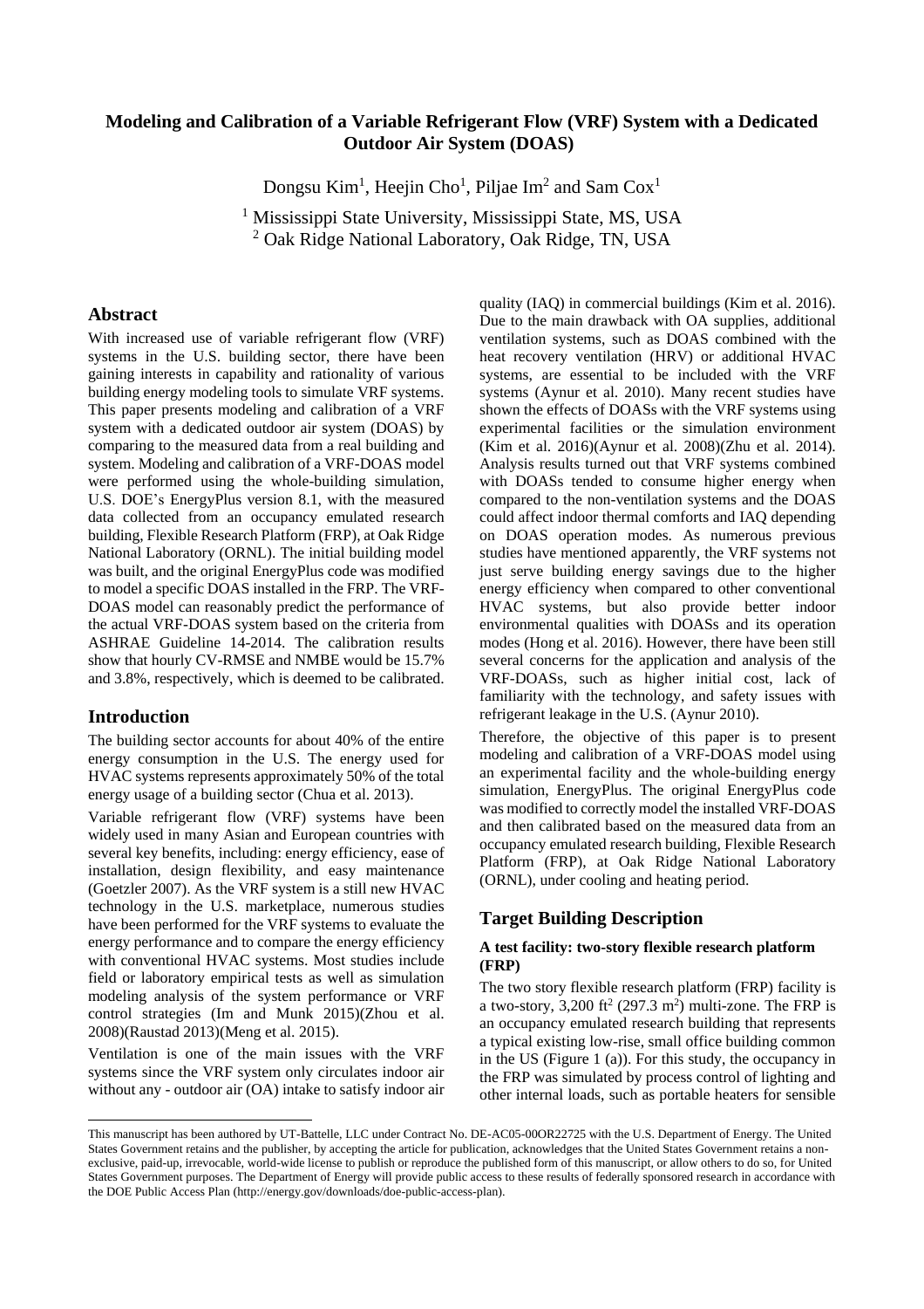# Modeling and Calibration of a Variable Refrigerant Flow (VRF) System with a Dedicated Outdoor Air System (DOAS)

Dongsu Kim[1], Heejin Cho[1], Piljae Im[2] and Sam Cox[1]

[1] Mississippi State University, Mississippi State, MS, USA
[2] Oak Ridge National Laboratory, Oak Ridge, TN, USA

## Abstract

With increased use of variable refrigerant flow (VRF) systems in the U.S. building sector, there have been gaining interests in capability and rationality of various building energy modeling tools to simulate VRF systems. This paper presents modeling and calibration of a VRF system with a dedicated outdoor air system (DOAS) by comparing to the measured data from a real building and system. Modeling and calibration of a VRF-DOAS model were performed using the whole-building simulation, U.S. DOE's EnergyPlus version 8.1, with the measured data collected from an occupancy emulated research building, Flexible Research Platform (FRP), at Oak Ridge National Laboratory (ORNL). The initial building model was built, and the original EnergyPlus code was modified to model a specific DOAS installed in the FRP. The VRF-DOAS model can reasonably predict the performance of the actual VRF-DOAS system based on the criteria from ASHRAE Guideline 14-2014. The calibration results show that hourly CV-RMSE and NMBE would be 15.7% and 3.8%, respectively, which is deemed to be calibrated.

## Introduction

The building sector accounts for about 40% of the entire energy consumption in the U.S. The energy used for HVAC systems represents approximately 50% of the total energy usage of a building sector (Chua et al. 2013).

Variable refrigerant flow (VRF) systems have been widely used in many Asian and European countries with several key benefits, including: energy efficiency, ease of installation, design flexibility, and easy maintenance (Goetzler 2007). As the VRF system is a still new HVAC technology in the U.S. marketplace, numerous studies have been performed for the VRF systems to evaluate the energy performance and to compare the energy efficiency with conventional HVAC systems. Most studies include field or laboratory empirical tests as well as simulation modeling analysis of the system performance or VRF control strategies (Im and Munk 2015)(Zhou et al. 2008)(Raustad 2013)(Meng et al. 2015).

Ventilation is one of the main issues with the VRF systems since the VRF system only circulates indoor air without any - outdoor air (OA) intake to satisfy indoor air quality (IAQ) in commercial buildings (Kim et al. 2016). Due to the main drawback with OA supplies, additional ventilation systems, such as DOAS combined with the heat recovery ventilation (HRV) or additional HVAC systems, are essential to be included with the VRF systems (Aynur et al. 2010). Many recent studies have shown the effects of DOASs with the VRF systems using experimental facilities or the simulation environment (Kim et al. 2016)(Aynur et al. 2008)(Zhu et al. 2014). Analysis results turned out that VRF systems combined with DOASs tended to consume higher energy when compared to the non-ventilation systems and the DOAS could affect indoor thermal comforts and IAQ depending on DOAS operation modes. As numerous previous studies have mentioned apparently, the VRF systems not just serve building energy savings due to the higher energy efficiency when compared to other conventional HVAC systems, but also provide better indoor environmental qualities with DOASs and its operation modes (Hong et al. 2016). However, there have been still several concerns for the application and analysis of the VRF-DOASs, such as higher initial cost, lack of familiarity with the technology, and safety issues with refrigerant leakage in the U.S. (Aynur 2010).

Therefore, the objective of this paper is to present modeling and calibration of a VRF-DOAS model using an experimental facility and the whole-building energy simulation, EnergyPlus. The original EnergyPlus code was modified to correctly model the installed VRF-DOAS and then calibrated based on the measured data from an occupancy emulated research building, Flexible Research Platform (FRP), at Oak Ridge National Laboratory (ORNL), under cooling and heating period.

## Target Building Description

### A test facility: two-story flexible research platform (FRP)

The two story flexible research platform (FRP) facility is a two-story, 3,200 ft$^2$ (297.3 m$^2$) multi-zone. The FRP is an occupancy emulated research building that represents a typical existing low-rise, small office building common in the US (Figure 1 (a)). For this study, the occupancy in the FRP was simulated by process control of lighting and other internal loads, such as portable heaters for sensible

This manuscript has been authored by UT-Battelle, LLC under Contract No. DE-AC05-00OR22725 with the U.S. Department of Energy. The United States Government retains and the publisher, by accepting the article for publication, acknowledges that the United States Government retains a non-exclusive, paid-up, irrevocable, world-wide license to publish or reproduce the published form of this manuscript, or allow others to do so, for United States Government purposes. The Department of Energy will provide public access to these results of federally sponsored research in accordance with the DOE Public Access Plan (http://energy.gov/downloads/doe-public-access-plan).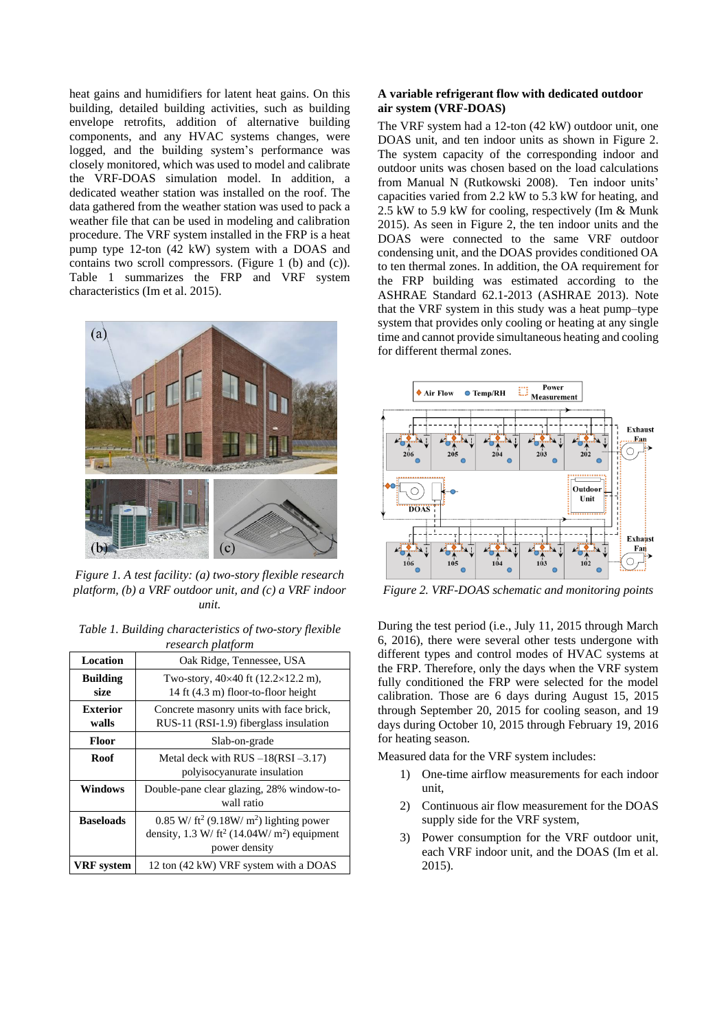heat gains and humidifiers for latent heat gains. On this building, detailed building activities, such as building envelope retrofits, addition of alternative building components, and any HVAC systems changes, were logged, and the building system's performance was closely monitored, which was used to model and calibrate the VRF-DOAS simulation model. In addition, a dedicated weather station was installed on the roof. The data gathered from the weather station was used to pack a weather file that can be used in modeling and calibration procedure. The VRF system installed in the FRP is a heat pump type 12-ton (42 kW) system with a DOAS and contains two scroll compressors. (Figure 1 (b) and (c)). Table 1 summarizes the FRP and VRF system characteristics (Im et al. 2015).

*Figure 1. A test facility: (a) two-story flexible research platform, (b) a VRF outdoor unit, and (c) a VRF indoor unit.*

*Table 1. Building characteristics of two-story flexible research platform*

| | |
|---|---|
| **Location** | Oak Ridge, Tennessee, USA |
| **Building size** | Two-story, 40×40 ft (12.2×12.2 m), 14 ft (4.3 m) floor-to-floor height |
| **Exterior walls** | Concrete masonry units with face brick, RUS-11 (RSI-1.9) fiberglass insulation |
| **Floor** | Slab-on-grade |
| **Roof** | Metal deck with RUS –18(RSI –3.17) polyisocyanurate insulation |
| **Windows** | Double-pane clear glazing, 28% window-to-wall ratio |
| **Baseloads** | 0.85 W/ ft$^2$ (9.18W/ m$^2$) lighting power density, 1.3 W/ ft$^2$ (14.04W/ m$^2$) equipment power density |
| **VRF system** | 12 ton (42 kW) VRF system with a DOAS |

### A variable refrigerant flow with dedicated outdoor air system (VRF-DOAS)

The VRF system had a 12-ton (42 kW) outdoor unit, one DOAS unit, and ten indoor units as shown in Figure 2. The system capacity of the corresponding indoor and outdoor units was chosen based on the load calculations from Manual N (Rutkowski 2008). Ten indoor units' capacities varied from 2.2 kW to 5.3 kW for heating, and 2.5 kW to 5.9 kW for cooling, respectively (Im & Munk 2015). As seen in Figure 2, the ten indoor units and the DOAS were connected to the same VRF outdoor condensing unit, and the DOAS provides conditioned OA to ten thermal zones. In addition, the OA requirement for the FRP building was estimated according to the ASHRAE Standard 62.1-2013 (ASHRAE 2013). Note that the VRF system in this study was a heat pump–type system that provides only cooling or heating at any single time and cannot provide simultaneous heating and cooling for different thermal zones.

*Figure 2. VRF-DOAS schematic and monitoring points*

During the test period (i.e., July 11, 2015 through March 6, 2016), there were several other tests undergone with different types and control modes of HVAC systems at the FRP. Therefore, only the days when the VRF system fully conditioned the FRP were selected for the model calibration. Those are 6 days during August 15, 2015 through September 20, 2015 for cooling season, and 19 days during October 10, 2015 through February 19, 2016 for heating season.

Measured data for the VRF system includes:

1) One-time airflow measurements for each indoor unit,
2) Continuous air flow measurement for the DOAS supply side for the VRF system,
3) Power consumption for the VRF outdoor unit, each VRF indoor unit, and the DOAS (Im et al. 2015).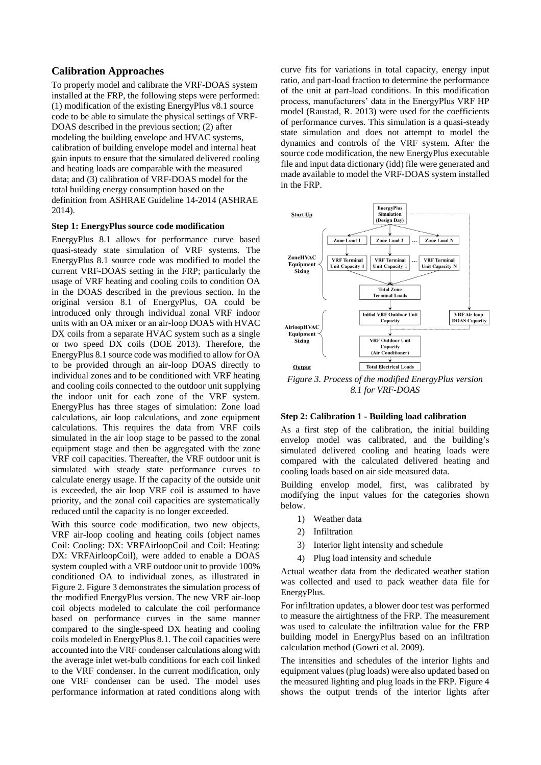## Calibration Approaches

To properly model and calibrate the VRF-DOAS system installed at the FRP, the following steps were performed: (1) modification of the existing EnergyPlus v8.1 source code to be able to simulate the physical settings of VRF-DOAS described in the previous section; (2) after modeling the building envelope and HVAC systems, calibration of building envelope model and internal heat gain inputs to ensure that the simulated delivered cooling and heating loads are comparable with the measured data; and (3) calibration of VRF-DOAS model for the total building energy consumption based on the definition from ASHRAE Guideline 14-2014 (ASHRAE 2014).

**Step 1: EnergyPlus source code modification**

EnergyPlus 8.1 allows for performance curve based quasi-steady state simulation of VRF systems. The EnergyPlus 8.1 source code was modified to model the current VRF-DOAS setting in the FRP; particularly the usage of VRF heating and cooling coils to condition OA in the DOAS described in the previous section. In the original version 8.1 of EnergyPlus, OA could be introduced only through individual zonal VRF indoor units with an OA mixer or an air-loop DOAS with HVAC DX coils from a separate HVAC system such as a single or two speed DX coils (DOE 2013). Therefore, the EnergyPlus 8.1 source code was modified to allow for OA to be provided through an air-loop DOAS directly to individual zones and to be conditioned with VRF heating and cooling coils connected to the outdoor unit supplying the indoor unit for each zone of the VRF system. EnergyPlus has three stages of simulation: Zone load calculations, air loop calculations, and zone equipment calculations. This requires the data from VRF coils simulated in the air loop stage to be passed to the zonal equipment stage and then be aggregated with the zone VRF coil capacities. Thereafter, the VRF outdoor unit is simulated with steady state performance curves to calculate energy usage. If the capacity of the outside unit is exceeded, the air loop VRF coil is assumed to have priority, and the zonal coil capacities are systematically reduced until the capacity is no longer exceeded.

With this source code modification, two new objects, VRF air-loop cooling and heating coils (object names Coil: Cooling: DX: VRFAirloopCoil and Coil: Heating: DX: VRFAirloopCoil), were added to enable a DOAS system coupled with a VRF outdoor unit to provide 100% conditioned OA to individual zones, as illustrated in Figure 2. Figure 3 demonstrates the simulation process of the modified EnergyPlus version. The new VRF air-loop coil objects modeled to calculate the coil performance based on performance curves in the same manner compared to the single-speed DX heating and cooling coils modeled in EnergyPlus 8.1. The coil capacities were accounted into the VRF condenser calculations along with the average inlet wet-bulb conditions for each coil linked to the VRF condenser. In the current modification, only one VRF condenser can be used. The model uses performance information at rated conditions along with curve fits for variations in total capacity, energy input ratio, and part-load fraction to determine the performance of the unit at part-load conditions. In this modification process, manufacturers' data in the EnergyPlus VRF HP model (Raustad, R. 2013) were used for the coefficients of performance curves. This simulation is a quasi-steady state simulation and does not attempt to model the dynamics and controls of the VRF system. After the source code modification, the new EnergyPlus executable file and input data dictionary (idd) file were generated and made available to model the VRF-DOAS system installed in the FRP.

*Figure 3. Process of the modified EnergyPlus version 8.1 for VRF-DOAS*

**Step 2: Calibration 1 - Building load calibration**

As a first step of the calibration, the initial building envelop model was calibrated, and the building's simulated delivered cooling and heating loads were compared with the calculated delivered heating and cooling loads based on air side measured data.

Building envelop model, first, was calibrated by modifying the input values for the categories shown below.

1) Weather data
2) Infiltration
3) Interior light intensity and schedule
4) Plug load intensity and schedule

Actual weather data from the dedicated weather station was collected and used to pack weather data file for EnergyPlus.

For infiltration updates, a blower door test was performed to measure the airtightness of the FRP. The measurement was used to calculate the infiltration value for the FRP building model in EnergyPlus based on an infiltration calculation method (Gowri et al. 2009).

The intensities and schedules of the interior lights and equipment values (plug loads) were also updated based on the measured lighting and plug loads in the FRP. Figure 4 shows the output trends of the interior lights after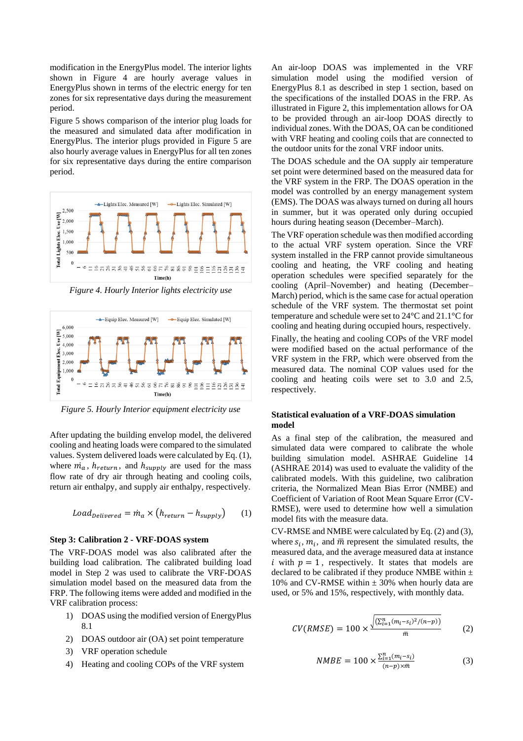modification in the EnergyPlus model. The interior lights shown in Figure 4 are hourly average values in EnergyPlus shown in terms of the electric energy for ten zones for six representative days during the measurement period.

Figure 5 shows comparison of the interior plug loads for the measured and simulated data after modification in EnergyPlus. The interior plugs provided in Figure 5 are also hourly average values in EnergyPlus for all ten zones for six representative days during the entire comparison period.

*Figure 4. Hourly Interior lights electricity use*

*Figure 5. Hourly Interior equipment electricity use*

After updating the building envelop model, the delivered cooling and heating loads were compared to the simulated values. System delivered loads were calculated by Eq. (1), where $\dot{m}_a$, $h_{return}$, and $h_{supply}$ are used for the mass flow rate of dry air through heating and cooling coils, return air enthalpy, and supply air enthalpy, respectively.

$$Load_{Delivered} = \dot{m}_a \times (h_{return} - h_{supply}) \qquad (1)$$

### Step 3: Calibration 2 - VRF-DOAS system

The VRF-DOAS model was also calibrated after the building load calibration. The calibrated building load model in Step 2 was used to calibrate the VRF-DOAS simulation model based on the measured data from the FRP. The following items were added and modified in the VRF calibration process:

1) DOAS using the modified version of EnergyPlus 8.1
2) DOAS outdoor air (OA) set point temperature
3) VRF operation schedule
4) Heating and cooling COPs of the VRF system

An air-loop DOAS was implemented in the VRF simulation model using the modified version of EnergyPlus 8.1 as described in step 1 section, based on the specifications of the installed DOAS in the FRP. As illustrated in Figure 2, this implementation allows for OA to be provided through an air-loop DOAS directly to individual zones. With the DOAS, OA can be conditioned with VRF heating and cooling coils that are connected to the outdoor units for the zonal VRF indoor units.

The DOAS schedule and the OA supply air temperature set point were determined based on the measured data for the VRF system in the FRP. The DOAS operation in the model was controlled by an energy management system (EMS). The DOAS was always turned on during all hours in summer, but it was operated only during occupied hours during heating season (December–March).

The VRF operation schedule was then modified according to the actual VRF system operation. Since the VRF system installed in the FRP cannot provide simultaneous cooling and heating, the VRF cooling and heating operation schedules were specified separately for the cooling (April–November) and heating (December–March) period, which is the same case for actual operation schedule of the VRF system. The thermostat set point temperature and schedule were set to 24°C and 21.1°C for cooling and heating during occupied hours, respectively.

Finally, the heating and cooling COPs of the VRF model were modified based on the actual performance of the VRF system in the FRP, which were observed from the measured data. The nominal COP values used for the cooling and heating coils were set to 3.0 and 2.5, respectively.

### Statistical evaluation of a VRF-DOAS simulation model

As a final step of the calibration, the measured and simulated data were compared to calibrate the whole building simulation model. ASHRAE Guideline 14 (ASHRAE 2014) was used to evaluate the validity of the calibrated models. With this guideline, two calibration criteria, the Normalized Mean Bias Error (NMBE) and Coefficient of Variation of Root Mean Square Error (CV-RMSE), were used to determine how well a simulation model fits with the measure data.

CV-RMSE and NMBE were calculated by Eq. (2) and (3), where $s_i$, $m_i$, and $\overline{m}$ represent the simulated results, the measured data, and the average measured data at instance $i$ with $p = 1$, respectively. It states that models are declared to be calibrated if they produce NMBE within ± 10% and CV-RMSE within ± 30% when hourly data are used, or 5% and 15%, respectively, with monthly data.

$$CV(RMSE) = 100 \times \frac{\sqrt{\left(\sum_{i=1}^{n}(m_i - s_i)^2 / (n-p)\right)}}{\overline{m}} \qquad (2)$$

$$NMBE = 100 \times \frac{\sum_{i=1}^{n}(m_i - s_i)}{(n-p) \times \overline{m}} \qquad (3)$$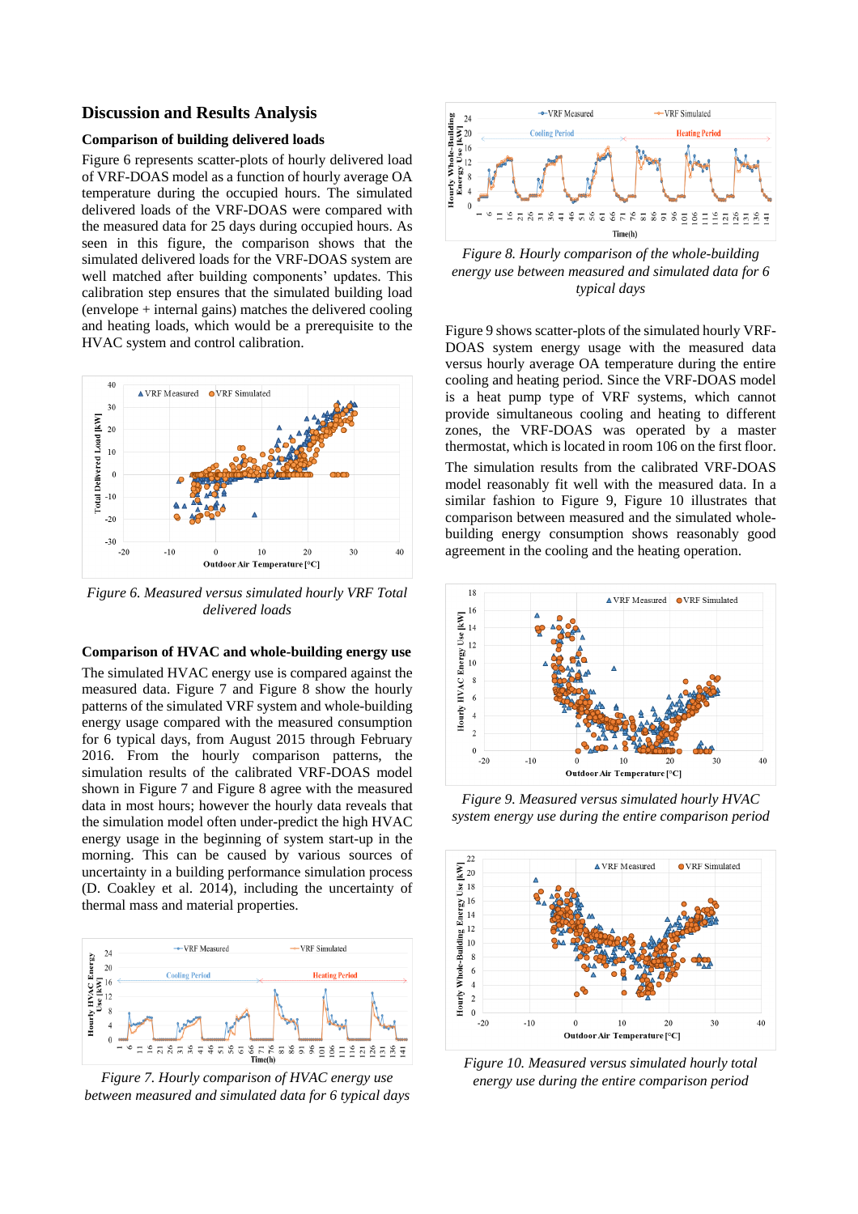## Discussion and Results Analysis

### Comparison of building delivered loads

Figure 6 represents scatter-plots of hourly delivered load of VRF-DOAS model as a function of hourly average OA temperature during the occupied hours. The simulated delivered loads of the VRF-DOAS were compared with the measured data for 25 days during occupied hours. As seen in this figure, the comparison shows that the simulated delivered loads for the VRF-DOAS system are well matched after building components' updates. This calibration step ensures that the simulated building load (envelope + internal gains) matches the delivered cooling and heating loads, which would be a prerequisite to the HVAC system and control calibration.

*Figure 6. Measured versus simulated hourly VRF Total delivered loads*

### Comparison of HVAC and whole-building energy use

The simulated HVAC energy use is compared against the measured data. Figure 7 and Figure 8 show the hourly patterns of the simulated VRF system and whole-building energy usage compared with the measured consumption for 6 typical days, from August 2015 through February 2016. From the hourly comparison patterns, the simulation results of the calibrated VRF-DOAS model shown in Figure 7 and Figure 8 agree with the measured data in most hours; however the hourly data reveals that the simulation model often under-predict the high HVAC energy usage in the beginning of system start-up in the morning. This can be caused by various sources of uncertainty in a building performance simulation process (D. Coakley et al. 2014), including the uncertainty of thermal mass and material properties.

*Figure 7. Hourly comparison of HVAC energy use between measured and simulated data for 6 typical days*

*Figure 8. Hourly comparison of the whole-building energy use between measured and simulated data for 6 typical days*

Figure 9 shows scatter-plots of the simulated hourly VRF-DOAS system energy usage with the measured data versus hourly average OA temperature during the entire cooling and heating period. Since the VRF-DOAS model is a heat pump type of VRF systems, which cannot provide simultaneous cooling and heating to different zones, the VRF-DOAS was operated by a master thermostat, which is located in room 106 on the first floor.

The simulation results from the calibrated VRF-DOAS model reasonably fit well with the measured data. In a similar fashion to Figure 9, Figure 10 illustrates that comparison between measured and the simulated whole-building energy consumption shows reasonably good agreement in the cooling and the heating operation.

*Figure 9. Measured versus simulated hourly HVAC system energy use during the entire comparison period*

*Figure 10. Measured versus simulated hourly total energy use during the entire comparison period*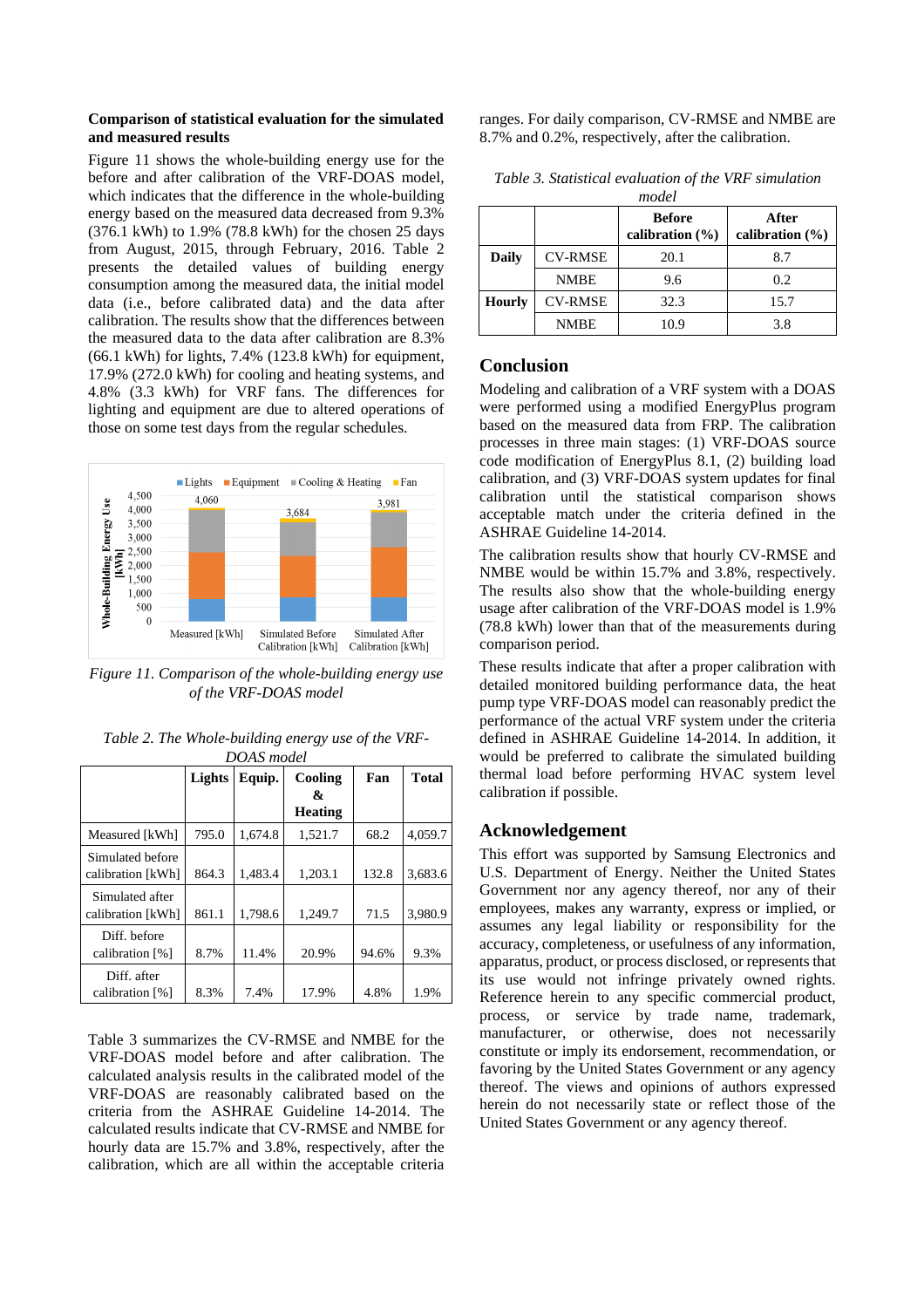**Comparison of statistical evaluation for the simulated and measured results**

Figure 11 shows the whole-building energy use for the before and after calibration of the VRF-DOAS model, which indicates that the difference in the whole-building energy based on the measured data decreased from 9.3% (376.1 kWh) to 1.9% (78.8 kWh) for the chosen 25 days from August, 2015, through February, 2016. Table 2 presents the detailed values of building energy consumption among the measured data, the initial model data (i.e., before calibrated data) and the data after calibration. The results show that the differences between the measured data to the data after calibration are 8.3% (66.1 kWh) for lights, 7.4% (123.8 kWh) for equipment, 17.9% (272.0 kWh) for cooling and heating systems, and 4.8% (3.3 kWh) for VRF fans. The differences for lighting and equipment are due to altered operations of those on some test days from the regular schedules.

*Figure 11. Comparison of the whole-building energy use of the VRF-DOAS model*

*Table 2. The Whole-building energy use of the VRF-DOAS model*

| | Lights | Equip. | Cooling & Heating | Fan | Total |
|---|---|---|---|---|---|
| Measured [kWh] | 795.0 | 1,674.8 | 1,521.7 | 68.2 | 4,059.7 |
| Simulated before calibration [kWh] | 864.3 | 1,483.4 | 1,203.1 | 132.8 | 3,683.6 |
| Simulated after calibration [kWh] | 861.1 | 1,798.6 | 1,249.7 | 71.5 | 3,980.9 |
| Diff. before calibration [%] | 8.7% | 11.4% | 20.9% | 94.6% | 9.3% |
| Diff. after calibration [%] | 8.3% | 7.4% | 17.9% | 4.8% | 1.9% |

Table 3 summarizes the CV-RMSE and NMBE for the VRF-DOAS model before and after calibration. The calculated analysis results in the calibrated model of the VRF-DOAS are reasonably calibrated based on the criteria from the ASHRAE Guideline 14-2014. The calculated results indicate that CV-RMSE and NMBE for hourly data are 15.7% and 3.8%, respectively, after the calibration, which are all within the acceptable criteria ranges. For daily comparison, CV-RMSE and NMBE are 8.7% and 0.2%, respectively, after the calibration.

*Table 3. Statistical evaluation of the VRF simulation model*

| | | Before calibration (%) | After calibration (%) |
|---|---|---|---|
| Daily | CV-RMSE | 20.1 | 8.7 |
| | NMBE | 9.6 | 0.2 |
| Hourly | CV-RMSE | 32.3 | 15.7 |
| | NMBE | 10.9 | 3.8 |

## Conclusion

Modeling and calibration of a VRF system with a DOAS were performed using a modified EnergyPlus program based on the measured data from FRP. The calibration processes in three main stages: (1) VRF-DOAS source code modification of EnergyPlus 8.1, (2) building load calibration, and (3) VRF-DOAS system updates for final calibration until the statistical comparison shows acceptable match under the criteria defined in the ASHRAE Guideline 14-2014.

The calibration results show that hourly CV-RMSE and NMBE would be within 15.7% and 3.8%, respectively. The results also show that the whole-building energy usage after calibration of the VRF-DOAS model is 1.9% (78.8 kWh) lower than that of the measurements during comparison period.

These results indicate that after a proper calibration with detailed monitored building performance data, the heat pump type VRF-DOAS model can reasonably predict the performance of the actual VRF system under the criteria defined in ASHRAE Guideline 14-2014. In addition, it would be preferred to calibrate the simulated building thermal load before performing HVAC system level calibration if possible.

## Acknowledgement

This effort was supported by Samsung Electronics and U.S. Department of Energy. Neither the United States Government nor any agency thereof, nor any of their employees, makes any warranty, express or implied, or assumes any legal liability or responsibility for the accuracy, completeness, or usefulness of any information, apparatus, product, or process disclosed, or represents that its use would not infringe privately owned rights. Reference herein to any specific commercial product, process, or service by trade name, trademark, manufacturer, or otherwise, does not necessarily constitute or imply its endorsement, recommendation, or favoring by the United States Government or any agency thereof. The views and opinions of authors expressed herein do not necessarily state or reflect those of the United States Government or any agency thereof.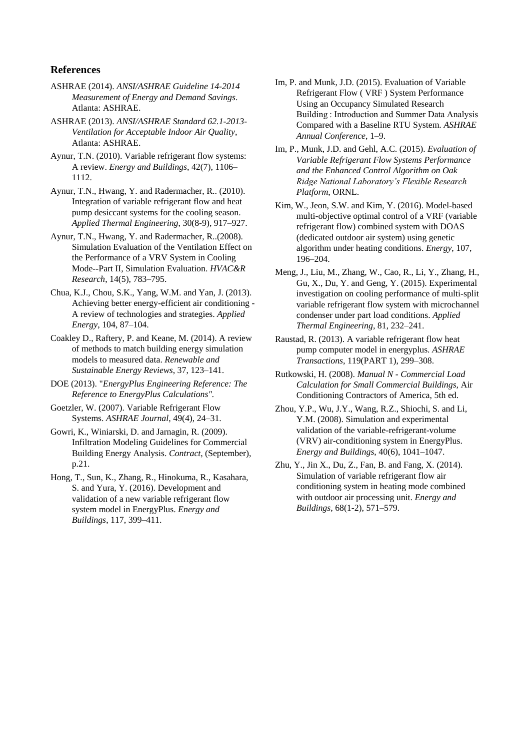## References

ASHRAE (2014). *ANSI/ASHRAE Guideline 14-2014 Measurement of Energy and Demand Savings*. Atlanta: ASHRAE.

ASHRAE (2013). *ANSI/ASHRAE Standard 62.1-2013- Ventilation for Acceptable Indoor Air Quality*, Atlanta: ASHRAE.

Aynur, T.N. (2010). Variable refrigerant flow systems: A review. *Energy and Buildings*, 42(7), 1106–1112.

Aynur, T.N., Hwang, Y. and Radermacher, R.. (2010). Integration of variable refrigerant flow and heat pump desiccant systems for the cooling season. *Applied Thermal Engineering*, 30(8-9), 917–927.

Aynur, T.N., Hwang, Y. and Radermacher, R..(2008). Simulation Evaluation of the Ventilation Effect on the Performance of a VRV System in Cooling Mode--Part II, Simulation Evaluation. *HVAC&R Research*, 14(5), 783–795.

Chua, K.J., Chou, S.K., Yang, W.M. and Yan, J. (2013). Achieving better energy-efficient air conditioning - A review of technologies and strategies. *Applied Energy*, 104, 87–104.

Coakley D., Raftery, P. and Keane, M. (2014). A review of methods to match building energy simulation models to measured data. *Renewable and Sustainable Energy Reviews*, 37, 123–141.

DOE (2013). "*EnergyPlus Engineering Reference: The Reference to EnergyPlus Calculations".*

Goetzler, W. (2007). Variable Refrigerant Flow Systems. *ASHRAE Journal*, 49(4), 24–31.

Gowri, K., Winiarski, D. and Jarnagin, R. (2009). Infiltration Modeling Guidelines for Commercial Building Energy Analysis. *Contract*, (September), p.21.

Hong, T., Sun, K., Zhang, R., Hinokuma, R., Kasahara, S. and Yura, Y. (2016). Development and validation of a new variable refrigerant flow system model in EnergyPlus. *Energy and Buildings*, 117, 399–411.

Im, P. and Munk, J.D. (2015). Evaluation of Variable Refrigerant Flow ( VRF ) System Performance Using an Occupancy Simulated Research Building : Introduction and Summer Data Analysis Compared with a Baseline RTU System. *ASHRAE Annual Conference*, 1–9.

Im, P., Munk, J.D. and Gehl, A.C. (2015). *Evaluation of Variable Refrigerant Flow Systems Performance and the Enhanced Control Algorithm on Oak Ridge National Laboratory's Flexible Research Platform*, ORNL.

Kim, W., Jeon, S.W. and Kim, Y. (2016). Model-based multi-objective optimal control of a VRF (variable refrigerant flow) combined system with DOAS (dedicated outdoor air system) using genetic algorithm under heating conditions. *Energy*, 107, 196–204.

Meng, J., Liu, M., Zhang, W., Cao, R., Li, Y., Zhang, H., Gu, X., Du, Y. and Geng, Y. (2015). Experimental investigation on cooling performance of multi-split variable refrigerant flow system with microchannel condenser under part load conditions. *Applied Thermal Engineering*, 81, 232–241.

Raustad, R. (2013). A variable refrigerant flow heat pump computer model in energyplus. *ASHRAE Transactions*, 119(PART 1), 299–308.

Rutkowski, H. (2008). *Manual N - Commercial Load Calculation for Small Commercial Buildings*, Air Conditioning Contractors of America, 5th ed.

Zhou, Y.P., Wu, J.Y., Wang, R.Z., Shiochi, S. and Li, Y.M. (2008). Simulation and experimental validation of the variable-refrigerant-volume (VRV) air-conditioning system in EnergyPlus. *Energy and Buildings*, 40(6), 1041–1047.

Zhu, Y., Jin X., Du, Z., Fan, B. and Fang, X. (2014). Simulation of variable refrigerant flow air conditioning system in heating mode combined with outdoor air processing unit. *Energy and Buildings*, 68(1-2), 571–579.